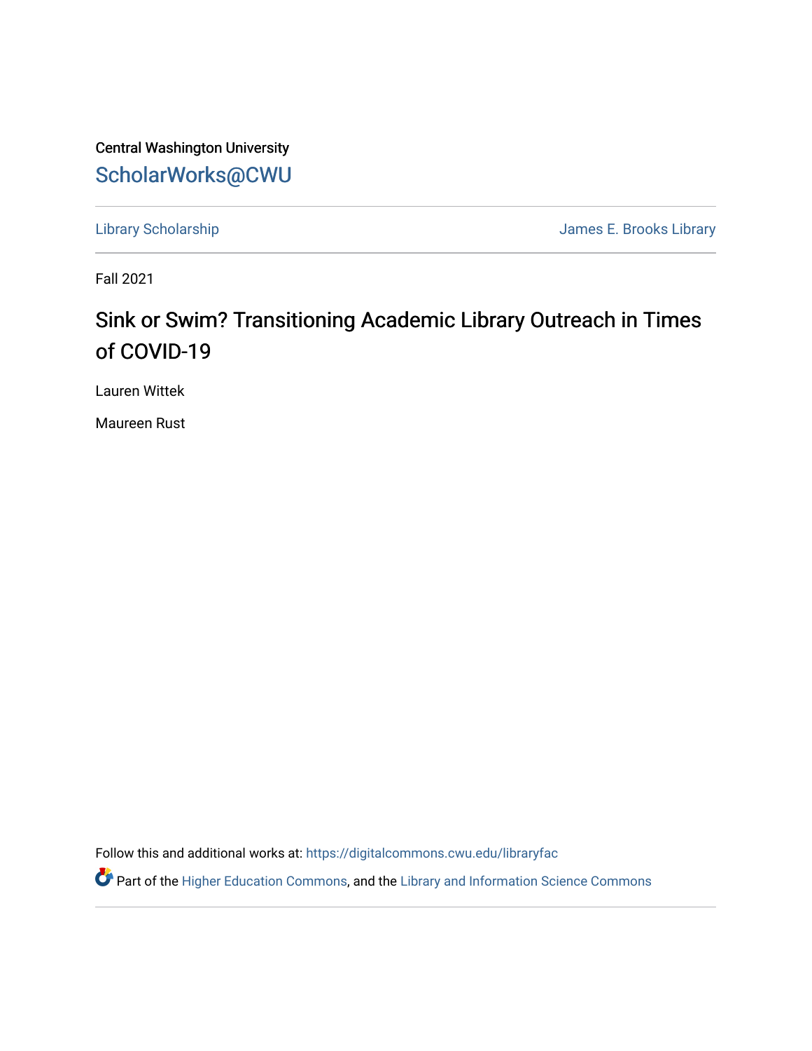Central Washington University

ScholarWorks@CWU

Library Scholarship | James E. Brooks Library

Fall 2021

# Sink or Swim? Transitioning Academic Library Outreach in Times of COVID-19

Lauren Wittek

Maureen Rust

Follow this and additional works at: https://digitalcommons.cwu.edu/libraryfac

Part of the Higher Education Commons, and the Library and Information Science Commons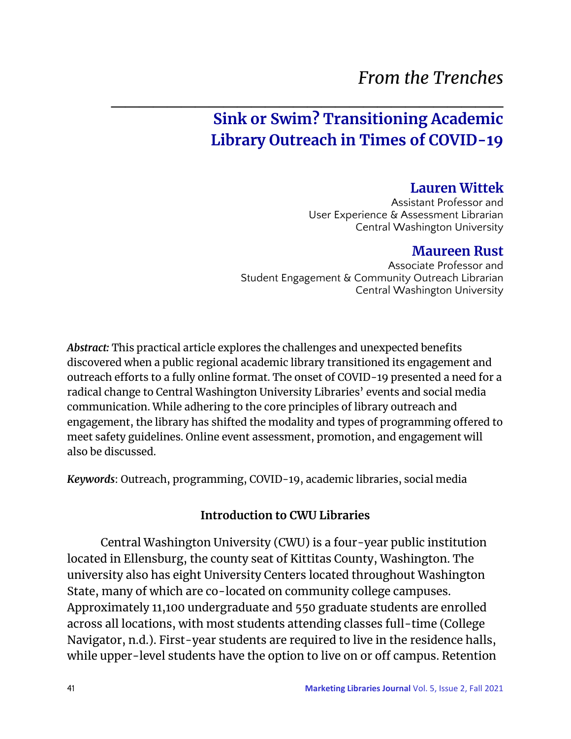*From the Trenches*

# Sink or Swim? Transitioning Academic Library Outreach in Times of COVID-19

**Lauren Wittek**
Assistant Professor and
User Experience & Assessment Librarian
Central Washington University

**Maureen Rust**
Associate Professor and
Student Engagement & Community Outreach Librarian
Central Washington University

***Abstract:*** This practical article explores the challenges and unexpected benefits discovered when a public regional academic library transitioned its engagement and outreach efforts to a fully online format. The onset of COVID-19 presented a need for a radical change to Central Washington University Libraries' events and social media communication. While adhering to the core principles of library outreach and engagement, the library has shifted the modality and types of programming offered to meet safety guidelines. Online event assessment, promotion, and engagement will also be discussed.

***Keywords***: Outreach, programming, COVID-19, academic libraries, social media

## Introduction to CWU Libraries

Central Washington University (CWU) is a four-year public institution located in Ellensburg, the county seat of Kittitas County, Washington. The university also has eight University Centers located throughout Washington State, many of which are co-located on community college campuses. Approximately 11,100 undergraduate and 550 graduate students are enrolled across all locations, with most students attending classes full-time (College Navigator, n.d.). First-year students are required to live in the residence halls, while upper-level students have the option to live on or off campus. Retention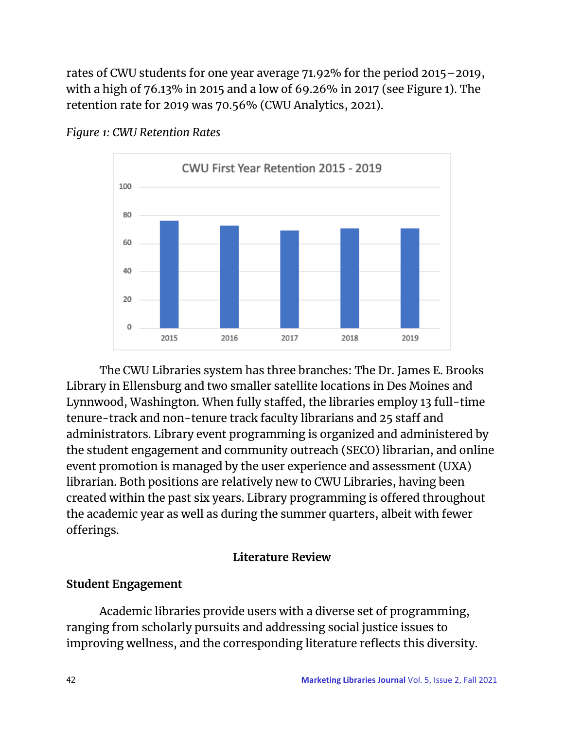rates of CWU students for one year average 71.92% for the period 2015–2019, with a high of 76.13% in 2015 and a low of 69.26% in 2017 (see Figure 1). The retention rate for 2019 was 70.56% (CWU Analytics, 2021).

*Figure 1: CWU Retention Rates*

The CWU Libraries system has three branches: The Dr. James E. Brooks Library in Ellensburg and two smaller satellite locations in Des Moines and Lynnwood, Washington. When fully staffed, the libraries employ 13 full-time tenure-track and non-tenure track faculty librarians and 25 staff and administrators. Library event programming is organized and administered by the student engagement and community outreach (SECO) librarian, and online event promotion is managed by the user experience and assessment (UXA) librarian. Both positions are relatively new to CWU Libraries, having been created within the past six years. Library programming is offered throughout the academic year as well as during the summer quarters, albeit with fewer offerings.

## Literature Review

### Student Engagement

Academic libraries provide users with a diverse set of programming, ranging from scholarly pursuits and addressing social justice issues to improving wellness, and the corresponding literature reflects this diversity.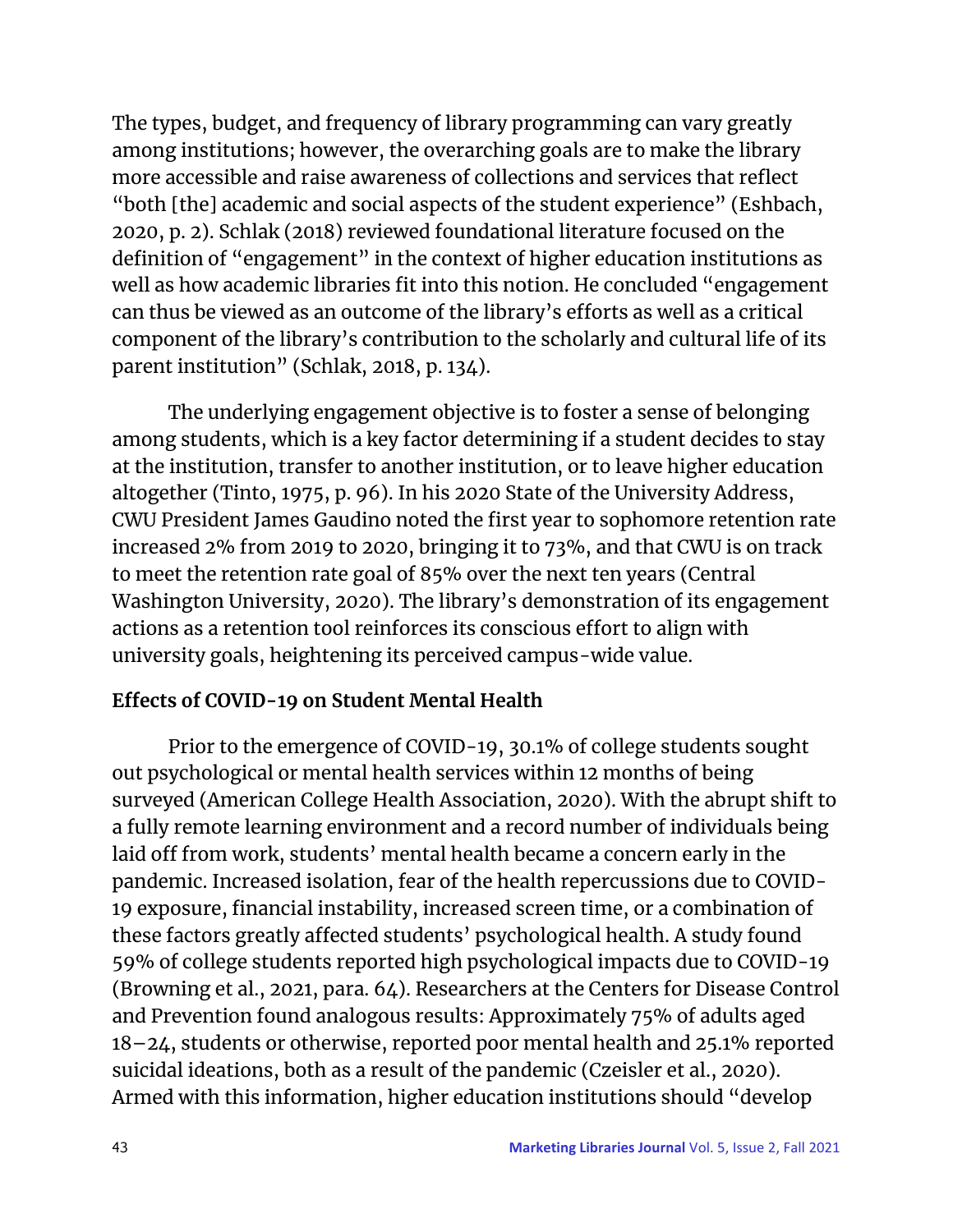The types, budget, and frequency of library programming can vary greatly among institutions; however, the overarching goals are to make the library more accessible and raise awareness of collections and services that reflect "both [the] academic and social aspects of the student experience" (Eshbach, 2020, p. 2). Schlak (2018) reviewed foundational literature focused on the definition of "engagement" in the context of higher education institutions as well as how academic libraries fit into this notion. He concluded "engagement can thus be viewed as an outcome of the library's efforts as well as a critical component of the library's contribution to the scholarly and cultural life of its parent institution" (Schlak, 2018, p. 134).

The underlying engagement objective is to foster a sense of belonging among students, which is a key factor determining if a student decides to stay at the institution, transfer to another institution, or to leave higher education altogether (Tinto, 1975, p. 96). In his 2020 State of the University Address, CWU President James Gaudino noted the first year to sophomore retention rate increased 2% from 2019 to 2020, bringing it to 73%, and that CWU is on track to meet the retention rate goal of 85% over the next ten years (Central Washington University, 2020). The library's demonstration of its engagement actions as a retention tool reinforces its conscious effort to align with university goals, heightening its perceived campus-wide value.

### Effects of COVID-19 on Student Mental Health

Prior to the emergence of COVID-19, 30.1% of college students sought out psychological or mental health services within 12 months of being surveyed (American College Health Association, 2020). With the abrupt shift to a fully remote learning environment and a record number of individuals being laid off from work, students' mental health became a concern early in the pandemic. Increased isolation, fear of the health repercussions due to COVID-19 exposure, financial instability, increased screen time, or a combination of these factors greatly affected students' psychological health. A study found 59% of college students reported high psychological impacts due to COVID-19 (Browning et al., 2021, para. 64). Researchers at the Centers for Disease Control and Prevention found analogous results: Approximately 75% of adults aged 18–24, students or otherwise, reported poor mental health and 25.1% reported suicidal ideations, both as a result of the pandemic (Czeisler et al., 2020). Armed with this information, higher education institutions should "develop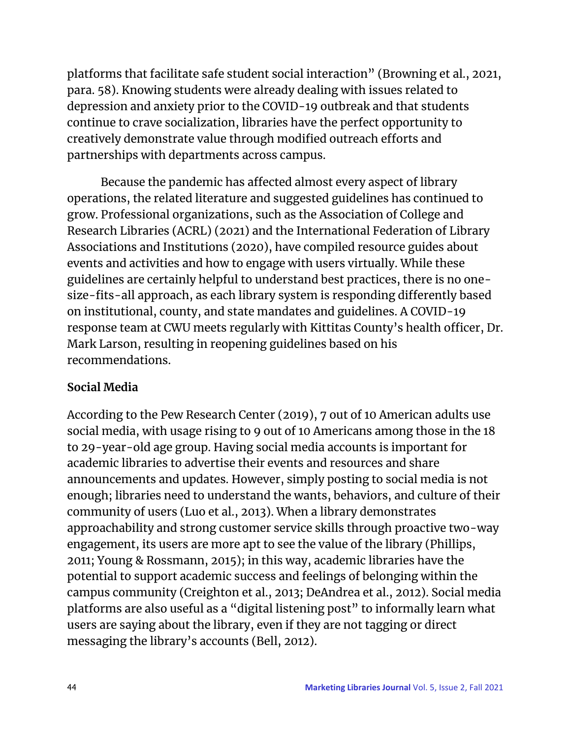platforms that facilitate safe student social interaction" (Browning et al., 2021, para. 58). Knowing students were already dealing with issues related to depression and anxiety prior to the COVID-19 outbreak and that students continue to crave socialization, libraries have the perfect opportunity to creatively demonstrate value through modified outreach efforts and partnerships with departments across campus.

Because the pandemic has affected almost every aspect of library operations, the related literature and suggested guidelines has continued to grow. Professional organizations, such as the Association of College and Research Libraries (ACRL) (2021) and the International Federation of Library Associations and Institutions (2020), have compiled resource guides about events and activities and how to engage with users virtually. While these guidelines are certainly helpful to understand best practices, there is no one-size-fits-all approach, as each library system is responding differently based on institutional, county, and state mandates and guidelines. A COVID-19 response team at CWU meets regularly with Kittitas County's health officer, Dr. Mark Larson, resulting in reopening guidelines based on his recommendations.

**Social Media**

According to the Pew Research Center (2019), 7 out of 10 American adults use social media, with usage rising to 9 out of 10 Americans among those in the 18 to 29-year-old age group. Having social media accounts is important for academic libraries to advertise their events and resources and share announcements and updates. However, simply posting to social media is not enough; libraries need to understand the wants, behaviors, and culture of their community of users (Luo et al., 2013). When a library demonstrates approachability and strong customer service skills through proactive two-way engagement, its users are more apt to see the value of the library (Phillips, 2011; Young & Rossmann, 2015); in this way, academic libraries have the potential to support academic success and feelings of belonging within the campus community (Creighton et al., 2013; DeAndrea et al., 2012). Social media platforms are also useful as a "digital listening post" to informally learn what users are saying about the library, even if they are not tagging or direct messaging the library's accounts (Bell, 2012).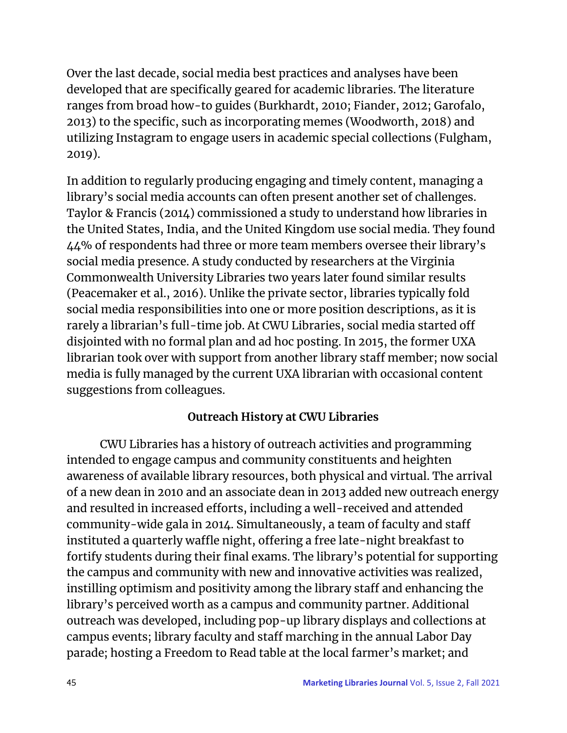Over the last decade, social media best practices and analyses have been developed that are specifically geared for academic libraries. The literature ranges from broad how-to guides (Burkhardt, 2010; Fiander, 2012; Garofalo, 2013) to the specific, such as incorporating memes (Woodworth, 2018) and utilizing Instagram to engage users in academic special collections (Fulgham, 2019).

In addition to regularly producing engaging and timely content, managing a library's social media accounts can often present another set of challenges. Taylor & Francis (2014) commissioned a study to understand how libraries in the United States, India, and the United Kingdom use social media. They found 44% of respondents had three or more team members oversee their library's social media presence. A study conducted by researchers at the Virginia Commonwealth University Libraries two years later found similar results (Peacemaker et al., 2016). Unlike the private sector, libraries typically fold social media responsibilities into one or more position descriptions, as it is rarely a librarian's full-time job. At CWU Libraries, social media started off disjointed with no formal plan and ad hoc posting. In 2015, the former UXA librarian took over with support from another library staff member; now social media is fully managed by the current UXA librarian with occasional content suggestions from colleagues.

## Outreach History at CWU Libraries

CWU Libraries has a history of outreach activities and programming intended to engage campus and community constituents and heighten awareness of available library resources, both physical and virtual. The arrival of a new dean in 2010 and an associate dean in 2013 added new outreach energy and resulted in increased efforts, including a well-received and attended community-wide gala in 2014. Simultaneously, a team of faculty and staff instituted a quarterly waffle night, offering a free late-night breakfast to fortify students during their final exams. The library's potential for supporting the campus and community with new and innovative activities was realized, instilling optimism and positivity among the library staff and enhancing the library's perceived worth as a campus and community partner. Additional outreach was developed, including pop-up library displays and collections at campus events; library faculty and staff marching in the annual Labor Day parade; hosting a Freedom to Read table at the local farmer's market; and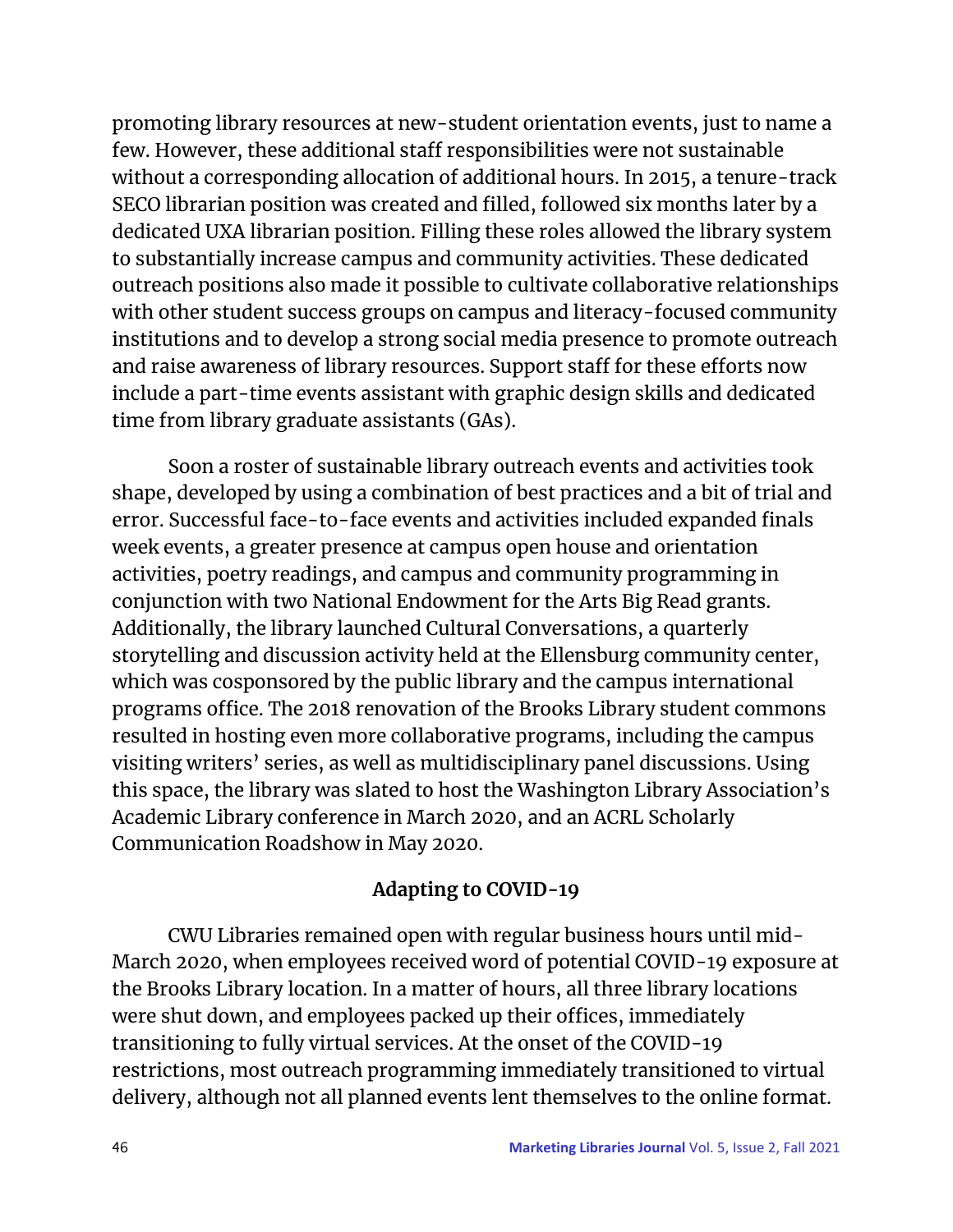promoting library resources at new-student orientation events, just to name a few. However, these additional staff responsibilities were not sustainable without a corresponding allocation of additional hours. In 2015, a tenure-track SECO librarian position was created and filled, followed six months later by a dedicated UXA librarian position. Filling these roles allowed the library system to substantially increase campus and community activities. These dedicated outreach positions also made it possible to cultivate collaborative relationships with other student success groups on campus and literacy-focused community institutions and to develop a strong social media presence to promote outreach and raise awareness of library resources. Support staff for these efforts now include a part-time events assistant with graphic design skills and dedicated time from library graduate assistants (GAs).

Soon a roster of sustainable library outreach events and activities took shape, developed by using a combination of best practices and a bit of trial and error. Successful face-to-face events and activities included expanded finals week events, a greater presence at campus open house and orientation activities, poetry readings, and campus and community programming in conjunction with two National Endowment for the Arts Big Read grants. Additionally, the library launched Cultural Conversations, a quarterly storytelling and discussion activity held at the Ellensburg community center, which was cosponsored by the public library and the campus international programs office. The 2018 renovation of the Brooks Library student commons resulted in hosting even more collaborative programs, including the campus visiting writers' series, as well as multidisciplinary panel discussions. Using this space, the library was slated to host the Washington Library Association's Academic Library conference in March 2020, and an ACRL Scholarly Communication Roadshow in May 2020.

## Adapting to COVID-19

CWU Libraries remained open with regular business hours until mid-March 2020, when employees received word of potential COVID-19 exposure at the Brooks Library location. In a matter of hours, all three library locations were shut down, and employees packed up their offices, immediately transitioning to fully virtual services. At the onset of the COVID-19 restrictions, most outreach programming immediately transitioned to virtual delivery, although not all planned events lent themselves to the online format.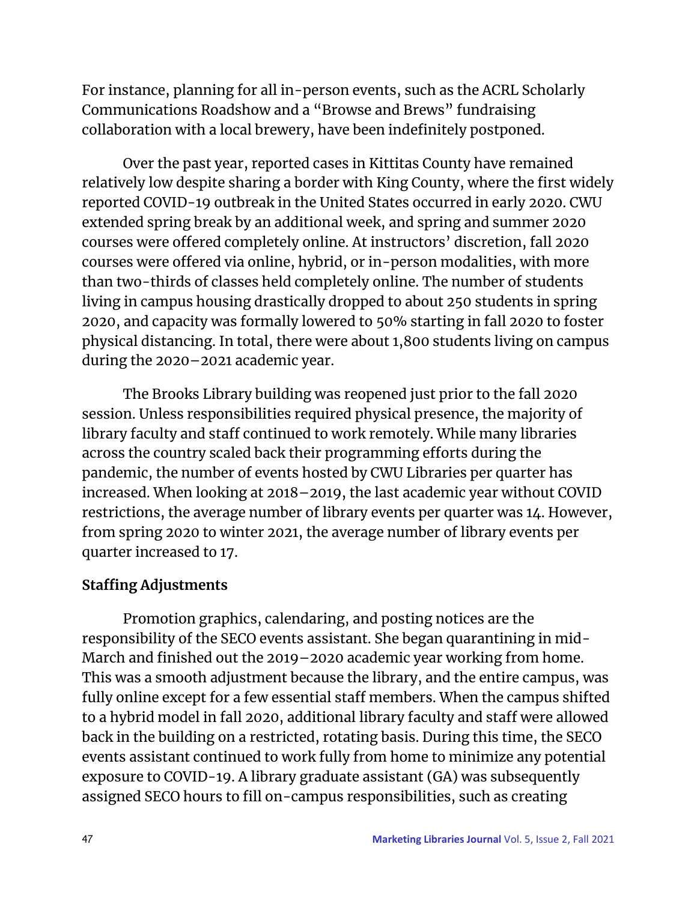For instance, planning for all in-person events, such as the ACRL Scholarly Communications Roadshow and a "Browse and Brews" fundraising collaboration with a local brewery, have been indefinitely postponed.

Over the past year, reported cases in Kittitas County have remained relatively low despite sharing a border with King County, where the first widely reported COVID-19 outbreak in the United States occurred in early 2020. CWU extended spring break by an additional week, and spring and summer 2020 courses were offered completely online. At instructors' discretion, fall 2020 courses were offered via online, hybrid, or in-person modalities, with more than two-thirds of classes held completely online. The number of students living in campus housing drastically dropped to about 250 students in spring 2020, and capacity was formally lowered to 50% starting in fall 2020 to foster physical distancing. In total, there were about 1,800 students living on campus during the 2020–2021 academic year.

The Brooks Library building was reopened just prior to the fall 2020 session. Unless responsibilities required physical presence, the majority of library faculty and staff continued to work remotely. While many libraries across the country scaled back their programming efforts during the pandemic, the number of events hosted by CWU Libraries per quarter has increased. When looking at 2018–2019, the last academic year without COVID restrictions, the average number of library events per quarter was 14. However, from spring 2020 to winter 2021, the average number of library events per quarter increased to 17.

**Staffing Adjustments**

Promotion graphics, calendaring, and posting notices are the responsibility of the SECO events assistant. She began quarantining in mid-March and finished out the 2019–2020 academic year working from home. This was a smooth adjustment because the library, and the entire campus, was fully online except for a few essential staff members. When the campus shifted to a hybrid model in fall 2020, additional library faculty and staff were allowed back in the building on a restricted, rotating basis. During this time, the SECO events assistant continued to work fully from home to minimize any potential exposure to COVID-19. A library graduate assistant (GA) was subsequently assigned SECO hours to fill on-campus responsibilities, such as creating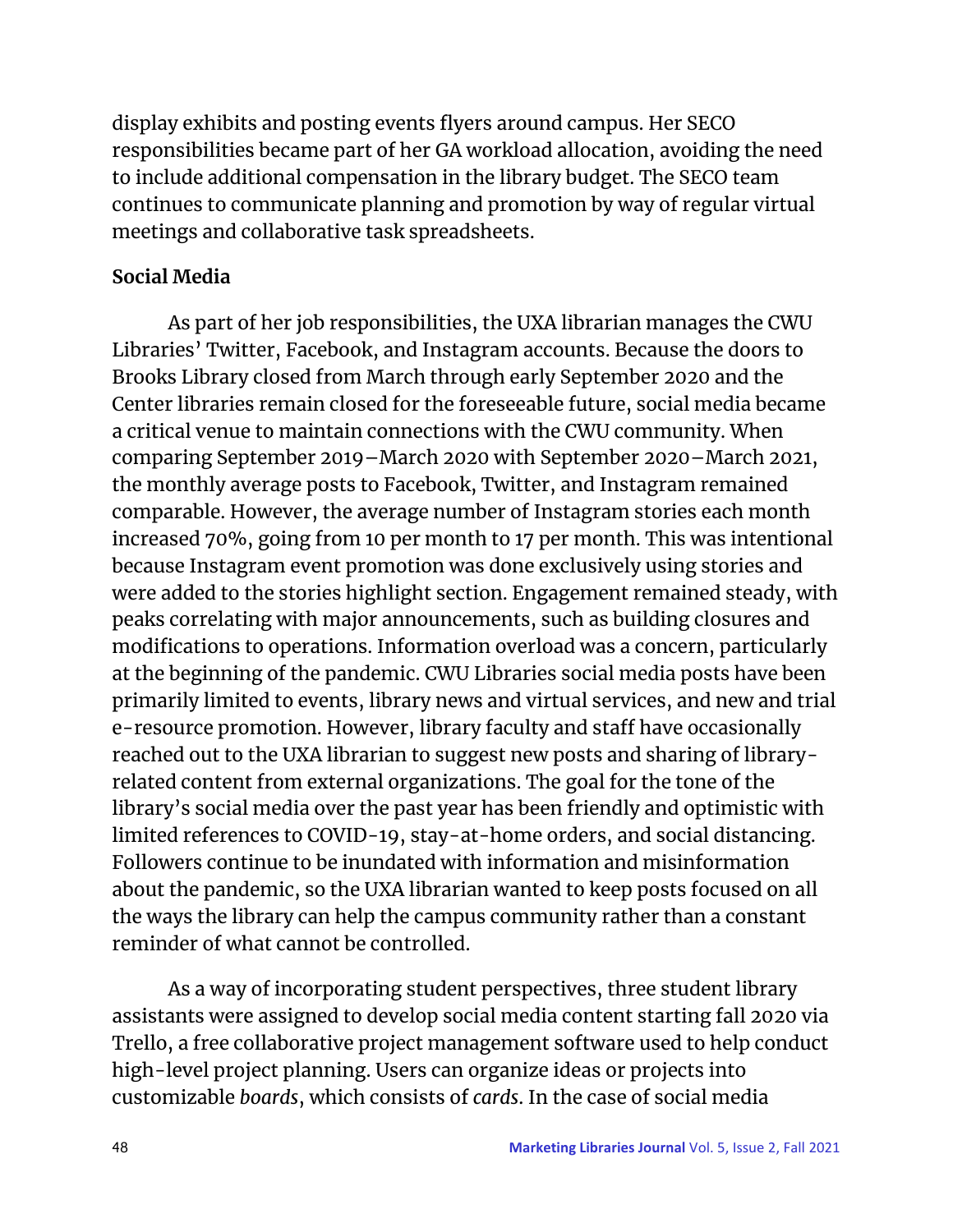display exhibits and posting events flyers around campus. Her SECO responsibilities became part of her GA workload allocation, avoiding the need to include additional compensation in the library budget. The SECO team continues to communicate planning and promotion by way of regular virtual meetings and collaborative task spreadsheets.

**Social Media**

As part of her job responsibilities, the UXA librarian manages the CWU Libraries' Twitter, Facebook, and Instagram accounts. Because the doors to Brooks Library closed from March through early September 2020 and the Center libraries remain closed for the foreseeable future, social media became a critical venue to maintain connections with the CWU community. When comparing September 2019–March 2020 with September 2020–March 2021, the monthly average posts to Facebook, Twitter, and Instagram remained comparable. However, the average number of Instagram stories each month increased 70%, going from 10 per month to 17 per month. This was intentional because Instagram event promotion was done exclusively using stories and were added to the stories highlight section. Engagement remained steady, with peaks correlating with major announcements, such as building closures and modifications to operations. Information overload was a concern, particularly at the beginning of the pandemic. CWU Libraries social media posts have been primarily limited to events, library news and virtual services, and new and trial e-resource promotion. However, library faculty and staff have occasionally reached out to the UXA librarian to suggest new posts and sharing of library-related content from external organizations. The goal for the tone of the library's social media over the past year has been friendly and optimistic with limited references to COVID-19, stay-at-home orders, and social distancing. Followers continue to be inundated with information and misinformation about the pandemic, so the UXA librarian wanted to keep posts focused on all the ways the library can help the campus community rather than a constant reminder of what cannot be controlled.

As a way of incorporating student perspectives, three student library assistants were assigned to develop social media content starting fall 2020 via Trello, a free collaborative project management software used to help conduct high-level project planning. Users can organize ideas or projects into customizable *boards*, which consists of *cards*. In the case of social media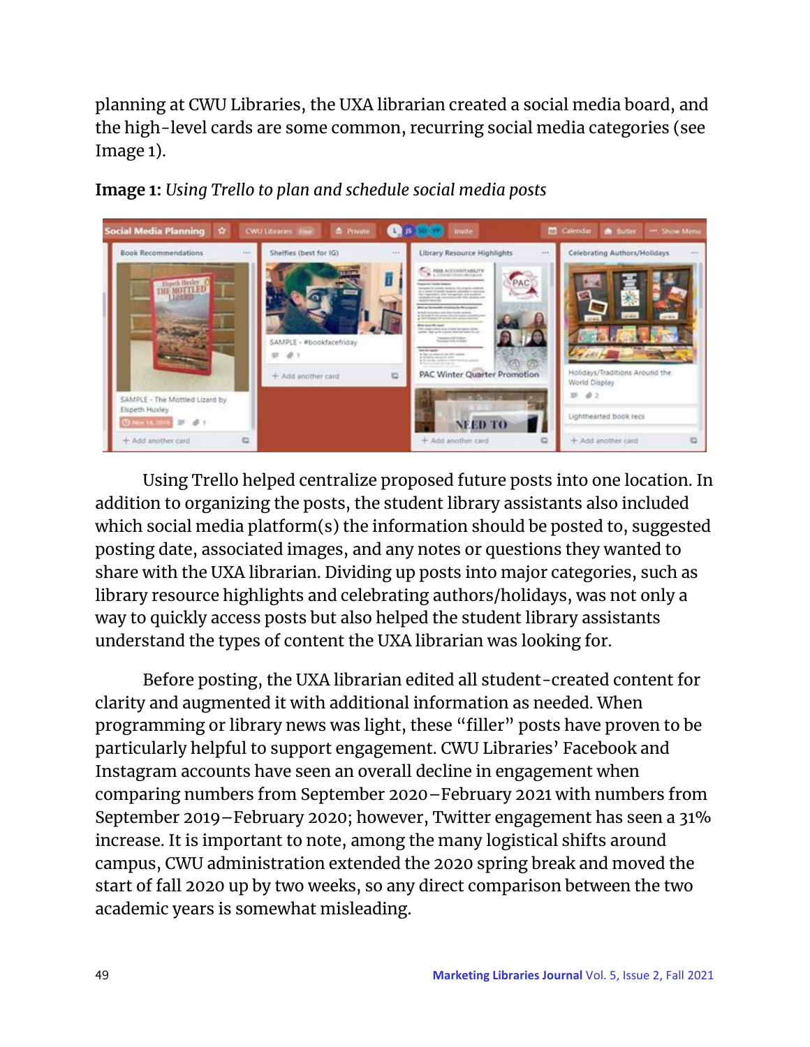planning at CWU Libraries, the UXA librarian created a social media board, and the high-level cards are some common, recurring social media categories (see Image 1).

**Image 1:** *Using Trello to plan and schedule social media posts*

Using Trello helped centralize proposed future posts into one location. In addition to organizing the posts, the student library assistants also included which social media platform(s) the information should be posted to, suggested posting date, associated images, and any notes or questions they wanted to share with the UXA librarian. Dividing up posts into major categories, such as library resource highlights and celebrating authors/holidays, was not only a way to quickly access posts but also helped the student library assistants understand the types of content the UXA librarian was looking for.

Before posting, the UXA librarian edited all student-created content for clarity and augmented it with additional information as needed. When programming or library news was light, these "filler" posts have proven to be particularly helpful to support engagement. CWU Libraries' Facebook and Instagram accounts have seen an overall decline in engagement when comparing numbers from September 2020–February 2021 with numbers from September 2019–February 2020; however, Twitter engagement has seen a 31% increase. It is important to note, among the many logistical shifts around campus, CWU administration extended the 2020 spring break and moved the start of fall 2020 up by two weeks, so any direct comparison between the two academic years is somewhat misleading.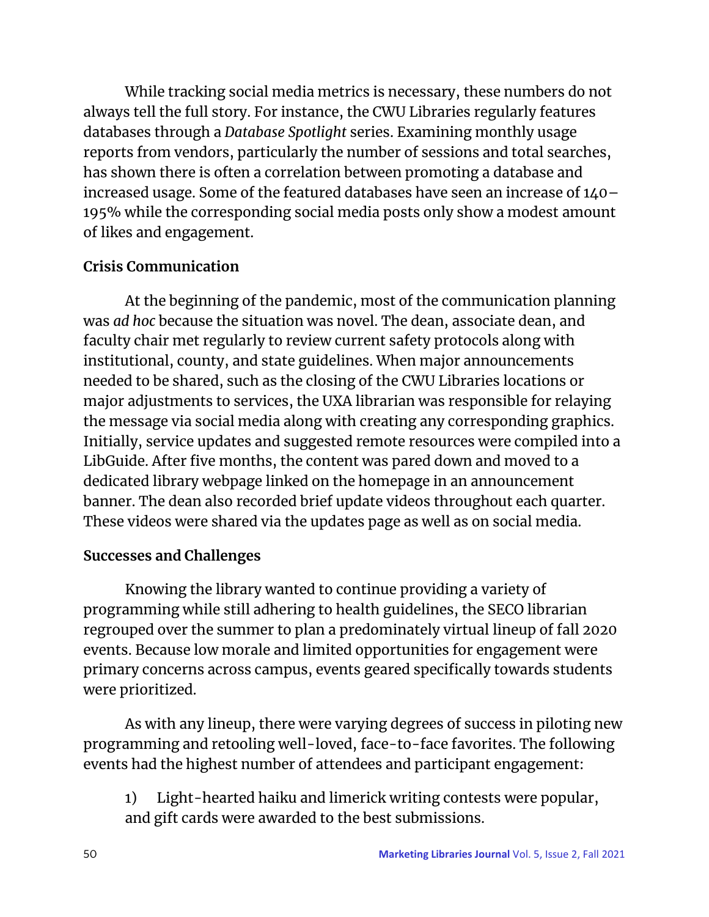While tracking social media metrics is necessary, these numbers do not always tell the full story. For instance, the CWU Libraries regularly features databases through a *Database Spotlight* series. Examining monthly usage reports from vendors, particularly the number of sessions and total searches, has shown there is often a correlation between promoting a database and increased usage. Some of the featured databases have seen an increase of 140–195% while the corresponding social media posts only show a modest amount of likes and engagement.

**Crisis Communication**

At the beginning of the pandemic, most of the communication planning was *ad hoc* because the situation was novel. The dean, associate dean, and faculty chair met regularly to review current safety protocols along with institutional, county, and state guidelines. When major announcements needed to be shared, such as the closing of the CWU Libraries locations or major adjustments to services, the UXA librarian was responsible for relaying the message via social media along with creating any corresponding graphics. Initially, service updates and suggested remote resources were compiled into a LibGuide. After five months, the content was pared down and moved to a dedicated library webpage linked on the homepage in an announcement banner. The dean also recorded brief update videos throughout each quarter. These videos were shared via the updates page as well as on social media.

**Successes and Challenges**

Knowing the library wanted to continue providing a variety of programming while still adhering to health guidelines, the SECO librarian regrouped over the summer to plan a predominately virtual lineup of fall 2020 events. Because low morale and limited opportunities for engagement were primary concerns across campus, events geared specifically towards students were prioritized.

As with any lineup, there were varying degrees of success in piloting new programming and retooling well-loved, face-to-face favorites. The following events had the highest number of attendees and participant engagement:

1) Light-hearted haiku and limerick writing contests were popular, and gift cards were awarded to the best submissions.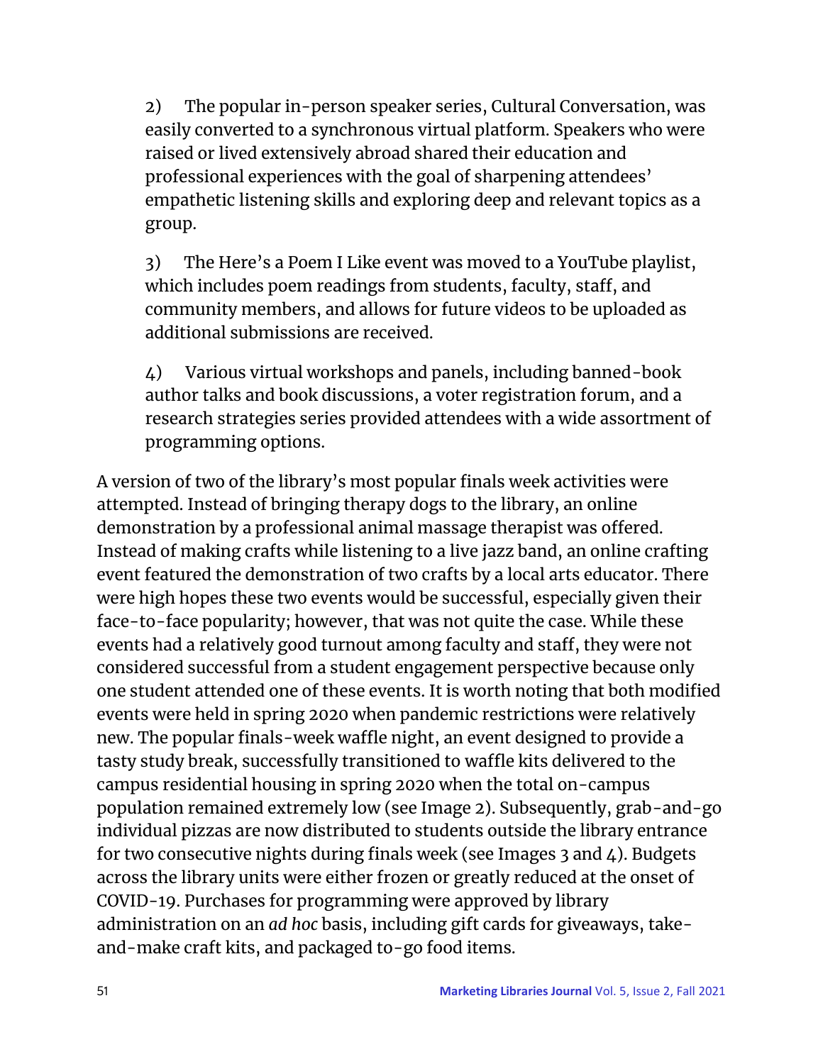2) The popular in-person speaker series, Cultural Conversation, was easily converted to a synchronous virtual platform. Speakers who were raised or lived extensively abroad shared their education and professional experiences with the goal of sharpening attendees' empathetic listening skills and exploring deep and relevant topics as a group.

3) The Here's a Poem I Like event was moved to a YouTube playlist, which includes poem readings from students, faculty, staff, and community members, and allows for future videos to be uploaded as additional submissions are received.

4) Various virtual workshops and panels, including banned-book author talks and book discussions, a voter registration forum, and a research strategies series provided attendees with a wide assortment of programming options.

A version of two of the library's most popular finals week activities were attempted. Instead of bringing therapy dogs to the library, an online demonstration by a professional animal massage therapist was offered. Instead of making crafts while listening to a live jazz band, an online crafting event featured the demonstration of two crafts by a local arts educator. There were high hopes these two events would be successful, especially given their face-to-face popularity; however, that was not quite the case. While these events had a relatively good turnout among faculty and staff, they were not considered successful from a student engagement perspective because only one student attended one of these events. It is worth noting that both modified events were held in spring 2020 when pandemic restrictions were relatively new. The popular finals-week waffle night, an event designed to provide a tasty study break, successfully transitioned to waffle kits delivered to the campus residential housing in spring 2020 when the total on-campus population remained extremely low (see Image 2). Subsequently, grab-and-go individual pizzas are now distributed to students outside the library entrance for two consecutive nights during finals week (see Images 3 and 4). Budgets across the library units were either frozen or greatly reduced at the onset of COVID-19. Purchases for programming were approved by library administration on an *ad hoc* basis, including gift cards for giveaways, take-and-make craft kits, and packaged to-go food items.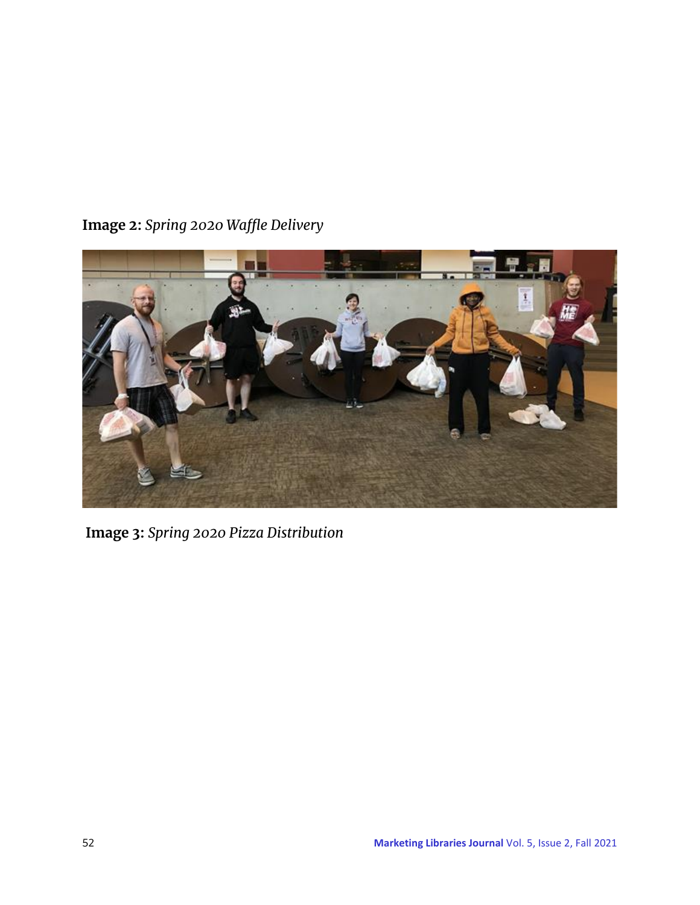**Image 2:** *Spring 2020 Waffle Delivery*

**Image 3:** *Spring 2020 Pizza Distribution*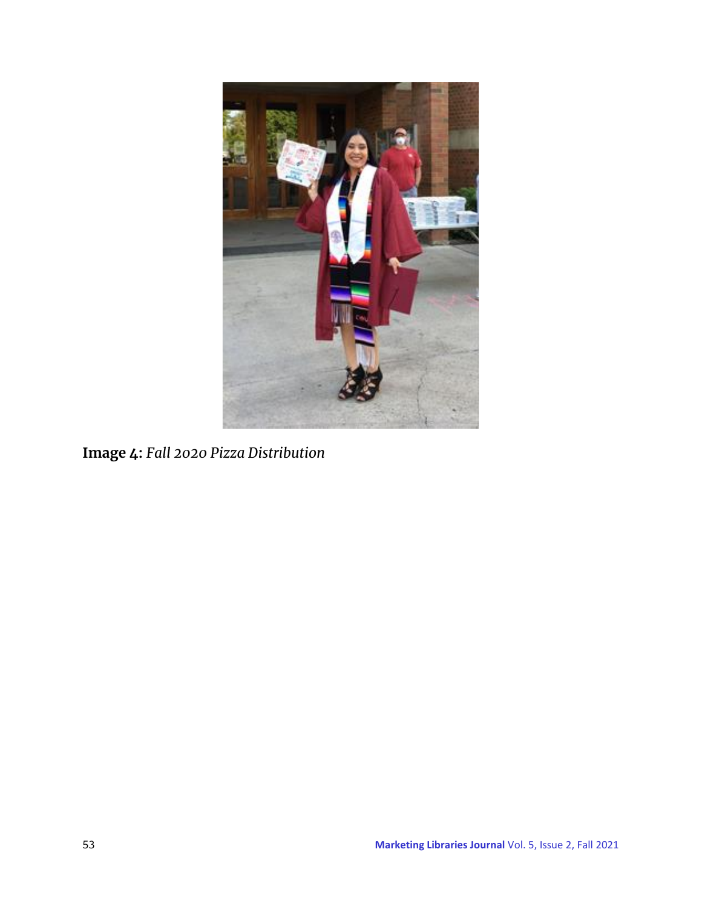**Image 4:** *Fall 2020 Pizza Distribution*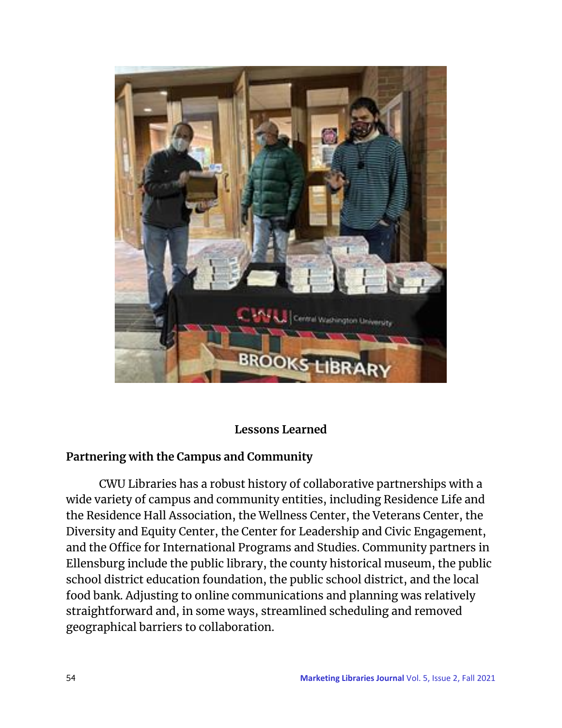## Lessons Learned

### Partnering with the Campus and Community

CWU Libraries has a robust history of collaborative partnerships with a wide variety of campus and community entities, including Residence Life and the Residence Hall Association, the Wellness Center, the Veterans Center, the Diversity and Equity Center, the Center for Leadership and Civic Engagement, and the Office for International Programs and Studies. Community partners in Ellensburg include the public library, the county historical museum, the public school district education foundation, the public school district, and the local food bank. Adjusting to online communications and planning was relatively straightforward and, in some ways, streamlined scheduling and removed geographical barriers to collaboration.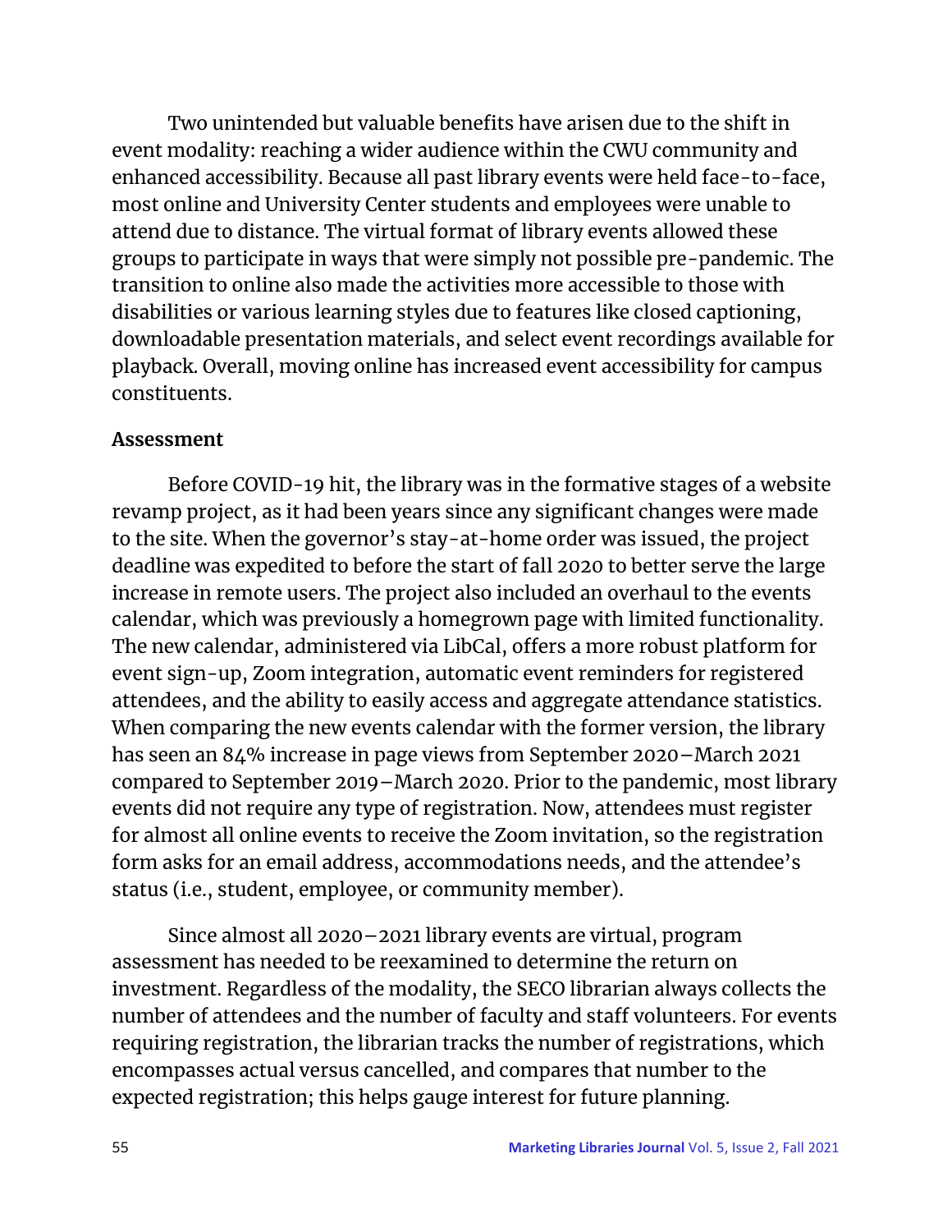Two unintended but valuable benefits have arisen due to the shift in event modality: reaching a wider audience within the CWU community and enhanced accessibility. Because all past library events were held face-to-face, most online and University Center students and employees were unable to attend due to distance. The virtual format of library events allowed these groups to participate in ways that were simply not possible pre-pandemic. The transition to online also made the activities more accessible to those with disabilities or various learning styles due to features like closed captioning, downloadable presentation materials, and select event recordings available for playback. Overall, moving online has increased event accessibility for campus constituents.

**Assessment**

Before COVID-19 hit, the library was in the formative stages of a website revamp project, as it had been years since any significant changes were made to the site. When the governor's stay-at-home order was issued, the project deadline was expedited to before the start of fall 2020 to better serve the large increase in remote users. The project also included an overhaul to the events calendar, which was previously a homegrown page with limited functionality. The new calendar, administered via LibCal, offers a more robust platform for event sign-up, Zoom integration, automatic event reminders for registered attendees, and the ability to easily access and aggregate attendance statistics. When comparing the new events calendar with the former version, the library has seen an 84% increase in page views from September 2020–March 2021 compared to September 2019–March 2020. Prior to the pandemic, most library events did not require any type of registration. Now, attendees must register for almost all online events to receive the Zoom invitation, so the registration form asks for an email address, accommodations needs, and the attendee's status (i.e., student, employee, or community member).

Since almost all 2020–2021 library events are virtual, program assessment has needed to be reexamined to determine the return on investment. Regardless of the modality, the SECO librarian always collects the number of attendees and the number of faculty and staff volunteers. For events requiring registration, the librarian tracks the number of registrations, which encompasses actual versus cancelled, and compares that number to the expected registration; this helps gauge interest for future planning.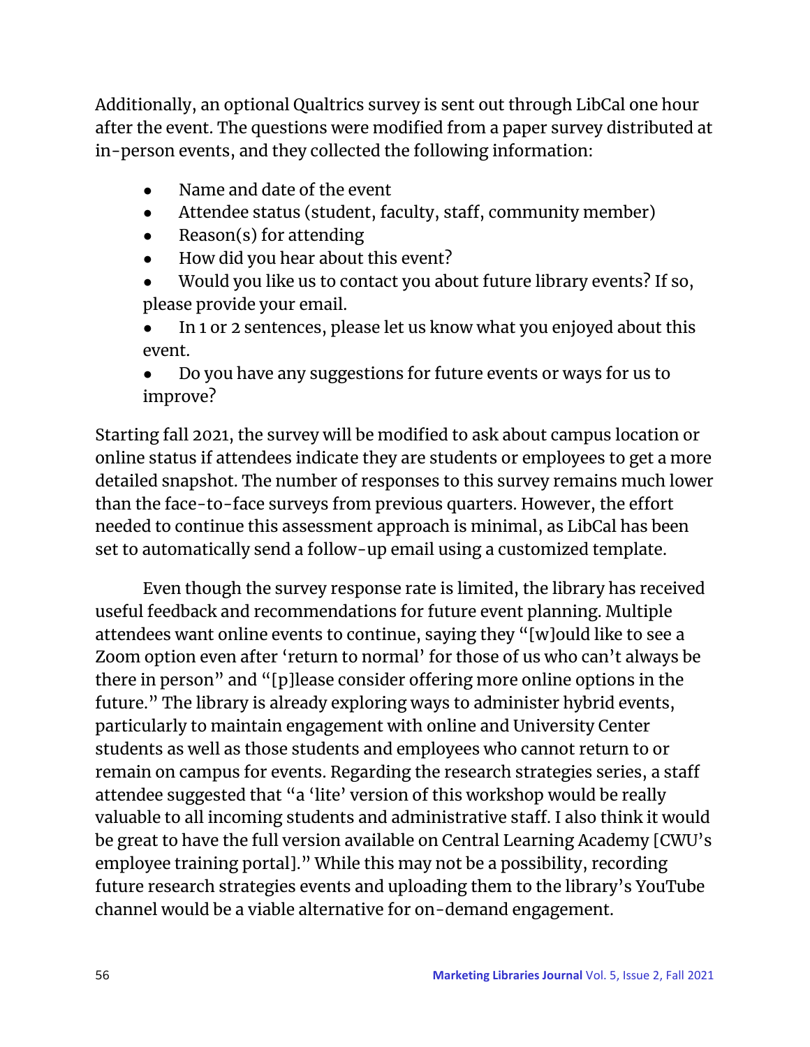Additionally, an optional Qualtrics survey is sent out through LibCal one hour after the event. The questions were modified from a paper survey distributed at in-person events, and they collected the following information:

- Name and date of the event
- Attendee status (student, faculty, staff, community member)
- Reason(s) for attending
- How did you hear about this event?
- Would you like us to contact you about future library events? If so, please provide your email.
- In 1 or 2 sentences, please let us know what you enjoyed about this event.
- Do you have any suggestions for future events or ways for us to improve?

Starting fall 2021, the survey will be modified to ask about campus location or online status if attendees indicate they are students or employees to get a more detailed snapshot. The number of responses to this survey remains much lower than the face-to-face surveys from previous quarters. However, the effort needed to continue this assessment approach is minimal, as LibCal has been set to automatically send a follow-up email using a customized template.

Even though the survey response rate is limited, the library has received useful feedback and recommendations for future event planning. Multiple attendees want online events to continue, saying they "[w]ould like to see a Zoom option even after 'return to normal' for those of us who can't always be there in person" and "[p]lease consider offering more online options in the future." The library is already exploring ways to administer hybrid events, particularly to maintain engagement with online and University Center students as well as those students and employees who cannot return to or remain on campus for events. Regarding the research strategies series, a staff attendee suggested that "a 'lite' version of this workshop would be really valuable to all incoming students and administrative staff. I also think it would be great to have the full version available on Central Learning Academy [CWU's employee training portal]." While this may not be a possibility, recording future research strategies events and uploading them to the library's YouTube channel would be a viable alternative for on-demand engagement.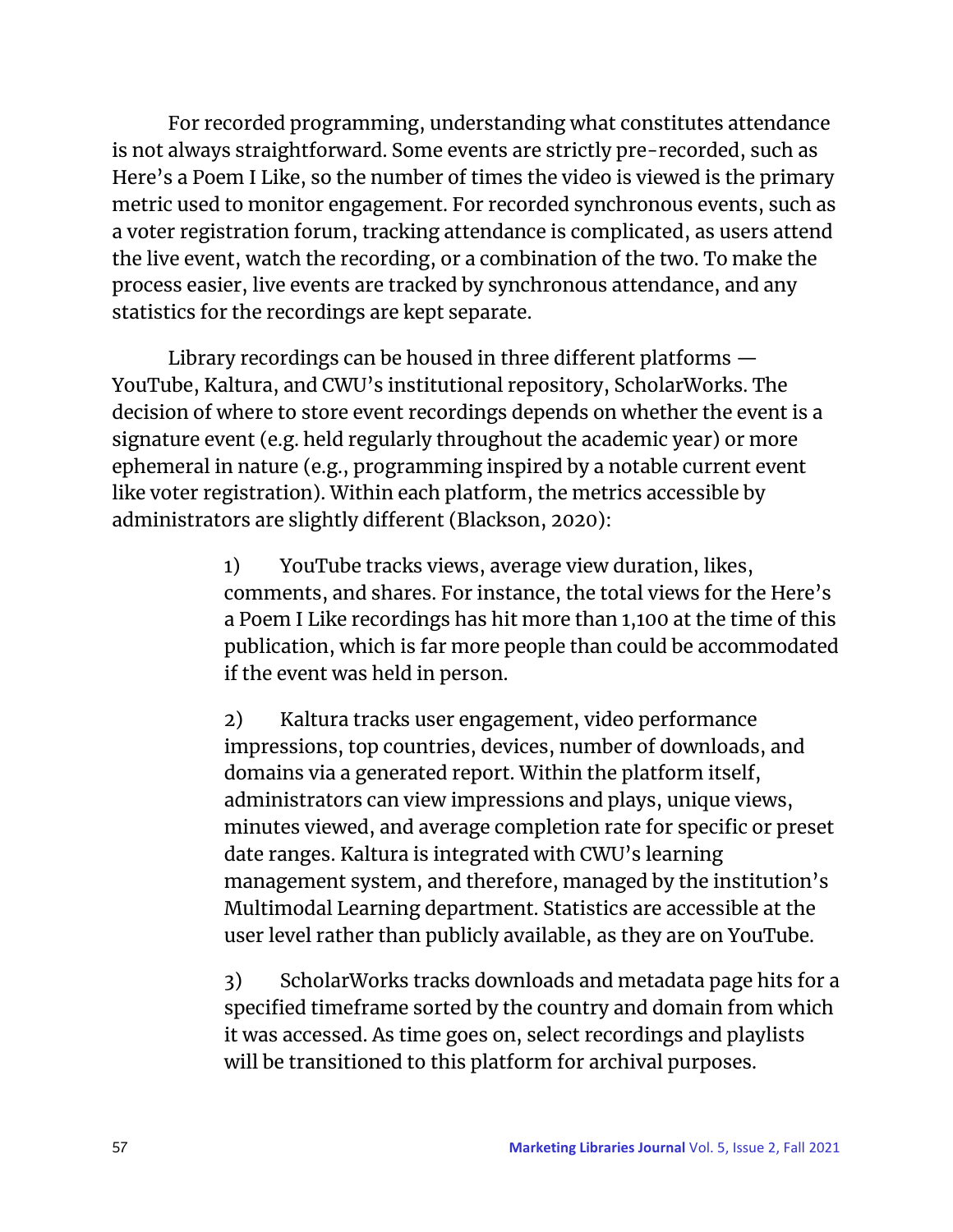For recorded programming, understanding what constitutes attendance is not always straightforward. Some events are strictly pre-recorded, such as Here's a Poem I Like, so the number of times the video is viewed is the primary metric used to monitor engagement. For recorded synchronous events, such as a voter registration forum, tracking attendance is complicated, as users attend the live event, watch the recording, or a combination of the two. To make the process easier, live events are tracked by synchronous attendance, and any statistics for the recordings are kept separate.

Library recordings can be housed in three different platforms — YouTube, Kaltura, and CWU's institutional repository, ScholarWorks. The decision of where to store event recordings depends on whether the event is a signature event (e.g. held regularly throughout the academic year) or more ephemeral in nature (e.g., programming inspired by a notable current event like voter registration). Within each platform, the metrics accessible by administrators are slightly different (Blackson, 2020):

1) YouTube tracks views, average view duration, likes, comments, and shares. For instance, the total views for the Here's a Poem I Like recordings has hit more than 1,100 at the time of this publication, which is far more people than could be accommodated if the event was held in person.

2) Kaltura tracks user engagement, video performance impressions, top countries, devices, number of downloads, and domains via a generated report. Within the platform itself, administrators can view impressions and plays, unique views, minutes viewed, and average completion rate for specific or preset date ranges. Kaltura is integrated with CWU's learning management system, and therefore, managed by the institution's Multimodal Learning department. Statistics are accessible at the user level rather than publicly available, as they are on YouTube.

3) ScholarWorks tracks downloads and metadata page hits for a specified timeframe sorted by the country and domain from which it was accessed. As time goes on, select recordings and playlists will be transitioned to this platform for archival purposes.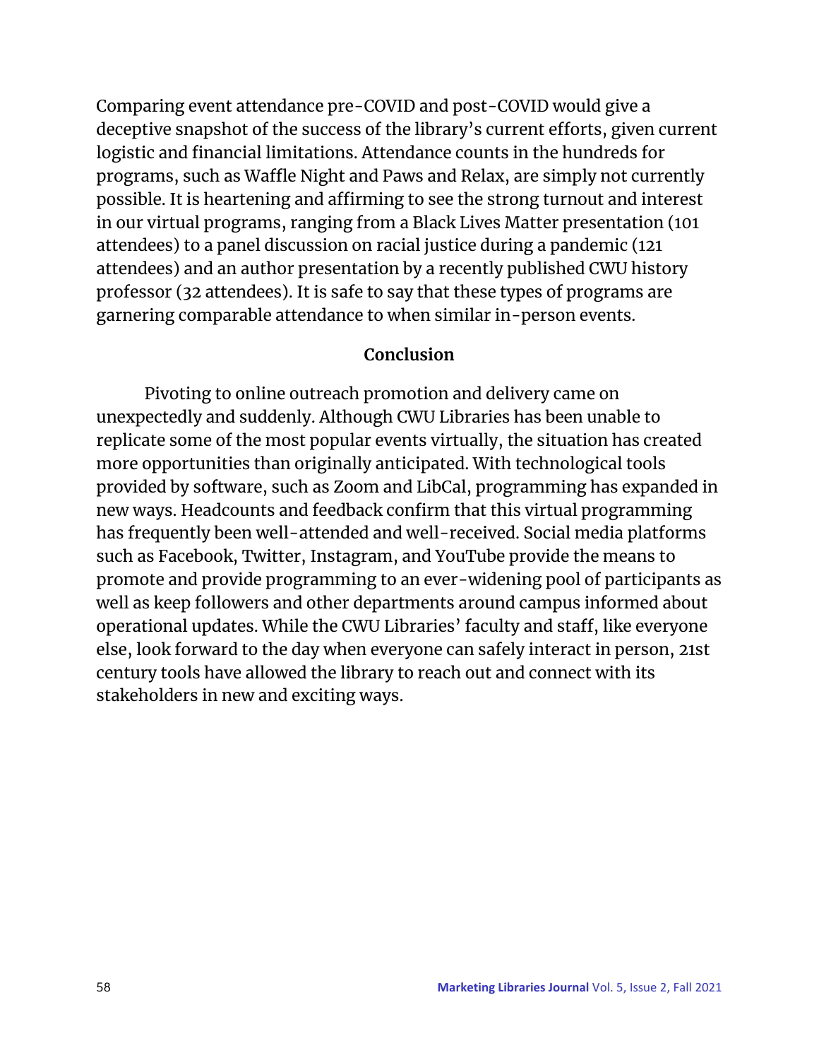Comparing event attendance pre-COVID and post-COVID would give a deceptive snapshot of the success of the library's current efforts, given current logistic and financial limitations. Attendance counts in the hundreds for programs, such as Waffle Night and Paws and Relax, are simply not currently possible. It is heartening and affirming to see the strong turnout and interest in our virtual programs, ranging from a Black Lives Matter presentation (101 attendees) to a panel discussion on racial justice during a pandemic (121 attendees) and an author presentation by a recently published CWU history professor (32 attendees). It is safe to say that these types of programs are garnering comparable attendance to when similar in-person events.

## Conclusion

Pivoting to online outreach promotion and delivery came on unexpectedly and suddenly. Although CWU Libraries has been unable to replicate some of the most popular events virtually, the situation has created more opportunities than originally anticipated. With technological tools provided by software, such as Zoom and LibCal, programming has expanded in new ways. Headcounts and feedback confirm that this virtual programming has frequently been well-attended and well-received. Social media platforms such as Facebook, Twitter, Instagram, and YouTube provide the means to promote and provide programming to an ever-widening pool of participants as well as keep followers and other departments around campus informed about operational updates. While the CWU Libraries' faculty and staff, like everyone else, look forward to the day when everyone can safely interact in person, 21st century tools have allowed the library to reach out and connect with its stakeholders in new and exciting ways.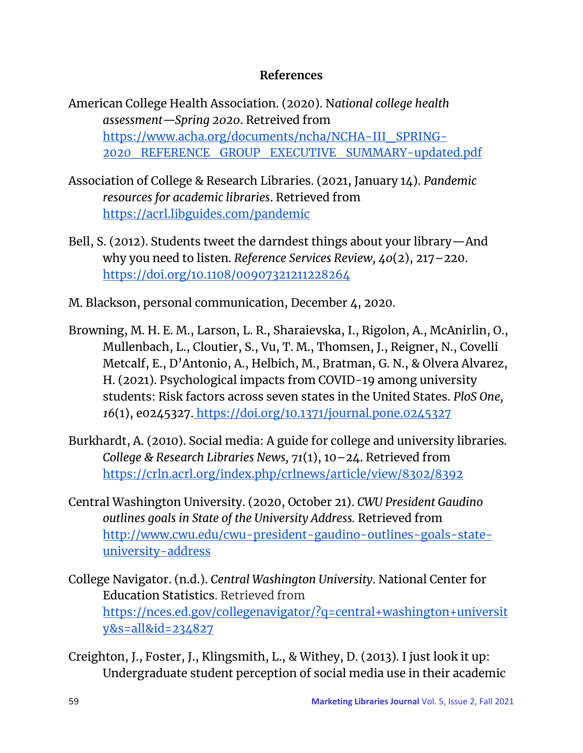## References

American College Health Association. (2020). N*ational college health assessment—Spring 2020*. Retreived from https://www.acha.org/documents/ncha/NCHA-III__SPRING-2020__REFERENCE__GROUP__EXECUTIVE__SUMMARY-updated.pdf

Association of College & Research Libraries. (2021, January 14). *Pandemic resources for academic libraries*. Retrieved from https://acrl.libguides.com/pandemic

Bell, S. (2012). Students tweet the darndest things about your library—And why you need to listen. *Reference Services Review, 40*(2), 217–220. https://doi.org/10.1108/00907321211228264

M. Blackson, personal communication, December 4, 2020.

Browning, M. H. E. M., Larson, L. R., Sharaievska, I., Rigolon, A., McAnirlin, O., Mullenbach, L., Cloutier, S., Vu, T. M., Thomsen, J., Reigner, N., Covelli Metcalf, E., D'Antonio, A., Helbich, M., Bratman, G. N., & Olvera Alvarez, H. (2021). Psychological impacts from COVID-19 among university students: Risk factors across seven states in the United States. *PloS One, 16*(1), e0245327. https://doi.org/10.1371/journal.pone.0245327

Burkhardt, A. (2010). Social media: A guide for college and university libraries. *College & Research Libraries News, 71*(1), 10–24. Retrieved from https://crln.acrl.org/index.php/crlnews/article/view/8302/8392

Central Washington University. (2020, October 21). *CWU President Gaudino outlines goals in State of the University Address.* Retrieved from http://www.cwu.edu/cwu-president-gaudino-outlines-goals-state-university-address

College Navigator. (n.d.). *Central Washington University*. National Center for Education Statistics. Retrieved from https://nces.ed.gov/collegenavigator/?q=central+washington+university&s=all&id=234827

Creighton, J., Foster, J., Klingsmith, L., & Withey, D. (2013). I just look it up: Undergraduate student perception of social media use in their academic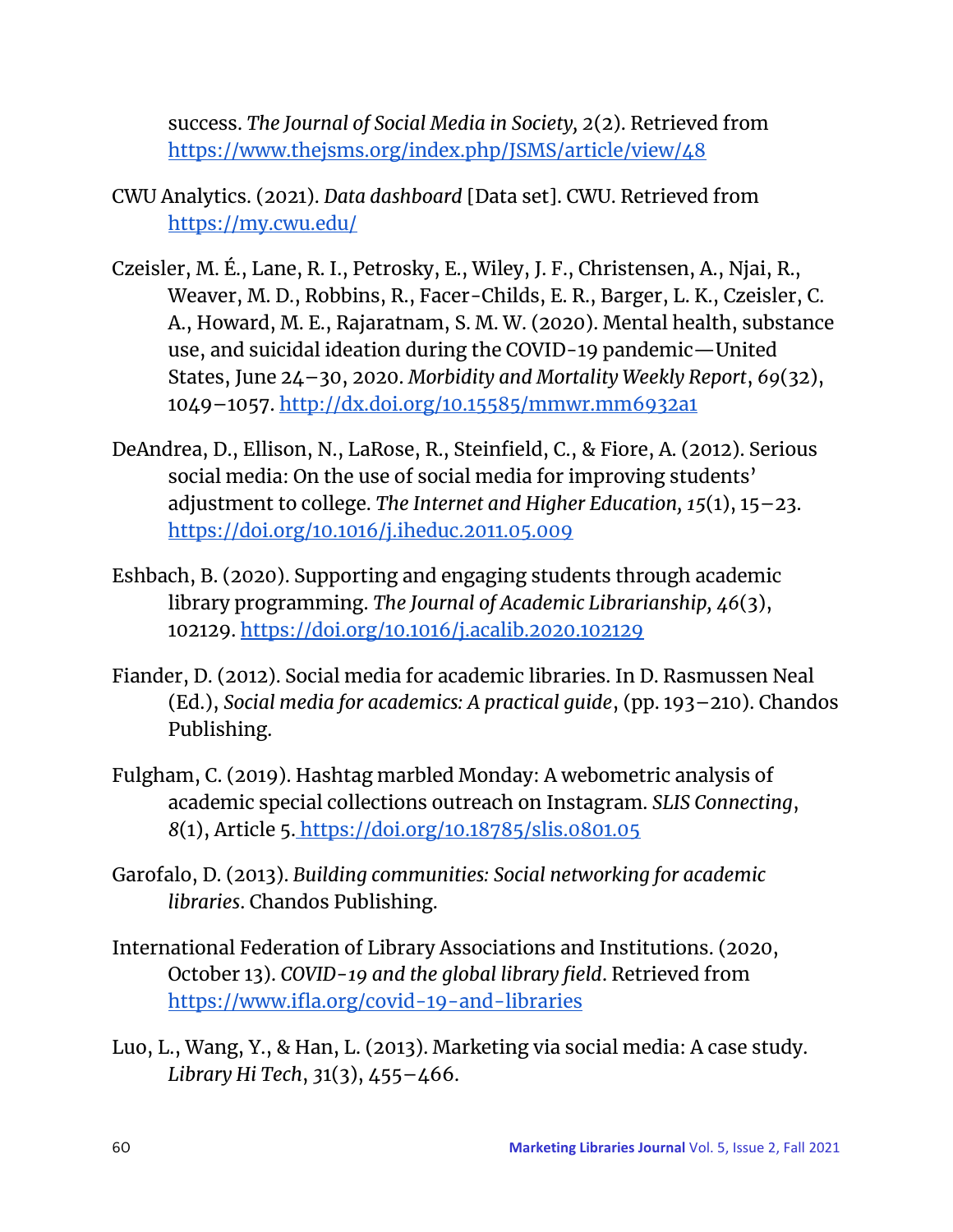success. *The Journal of Social Media in Society, 2*(2). Retrieved from https://www.thejsms.org/index.php/JSMS/article/view/48

CWU Analytics. (2021). *Data dashboard* [Data set]. CWU. Retrieved from https://my.cwu.edu/

Czeisler, M. É., Lane, R. I., Petrosky, E., Wiley, J. F., Christensen, A., Njai, R., Weaver, M. D., Robbins, R., Facer-Childs, E. R., Barger, L. K., Czeisler, C. A., Howard, M. E., Rajaratnam, S. M. W. (2020). Mental health, substance use, and suicidal ideation during the COVID-19 pandemic—United States, June 24–30, 2020. *Morbidity and Mortality Weekly Report*, *69*(32), 1049–1057. http://dx.doi.org/10.15585/mmwr.mm6932a1

DeAndrea, D., Ellison, N., LaRose, R., Steinfield, C., & Fiore, A. (2012). Serious social media: On the use of social media for improving students' adjustment to college. *The Internet and Higher Education, 15*(1), 15–23. https://doi.org/10.1016/j.iheduc.2011.05.009

Eshbach, B. (2020). Supporting and engaging students through academic library programming. *The Journal of Academic Librarianship, 46*(3), 102129. https://doi.org/10.1016/j.acalib.2020.102129

Fiander, D. (2012). Social media for academic libraries. In D. Rasmussen Neal (Ed.), *Social media for academics: A practical guide*, (pp. 193–210). Chandos Publishing.

Fulgham, C. (2019). Hashtag marbled Monday: A webometric analysis of academic special collections outreach on Instagram. *SLIS Connecting*, *8*(1), Article 5. https://doi.org/10.18785/slis.0801.05

Garofalo, D. (2013). *Building communities: Social networking for academic libraries*. Chandos Publishing.

International Federation of Library Associations and Institutions. (2020, October 13). *COVID-19 and the global library field*. Retrieved from https://www.ifla.org/covid-19-and-libraries

Luo, L., Wang, Y., & Han, L. (2013). Marketing via social media: A case study. *Library Hi Tech*, *31*(3), 455–466.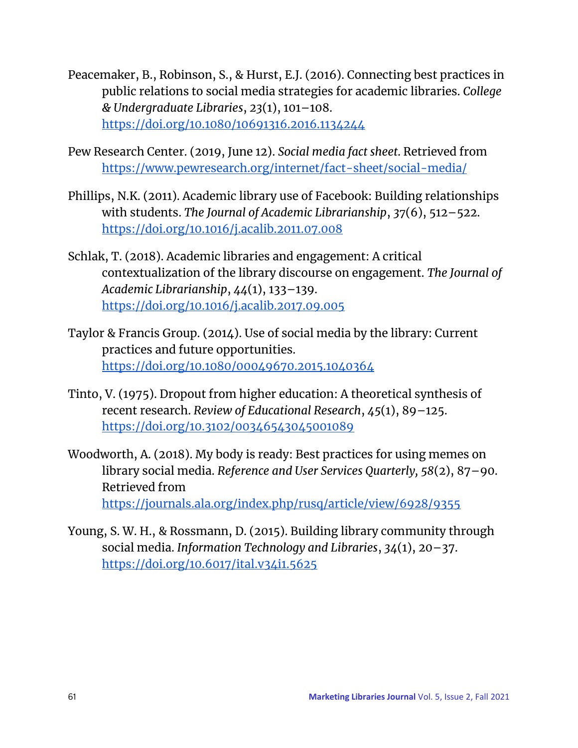Peacemaker, B., Robinson, S., & Hurst, E.J. (2016). Connecting best practices in public relations to social media strategies for academic libraries. *College & Undergraduate Libraries*, *23*(1), 101–108. https://doi.org/10.1080/10691316.2016.1134244

Pew Research Center. (2019, June 12). *Social media fact sheet*. Retrieved from https://www.pewresearch.org/internet/fact-sheet/social-media/

Phillips, N.K. (2011). Academic library use of Facebook: Building relationships with students. *The Journal of Academic Librarianship*, *37*(6), 512–522. https://doi.org/10.1016/j.acalib.2011.07.008

Schlak, T. (2018). Academic libraries and engagement: A critical contextualization of the library discourse on engagement. *The Journal of Academic Librarianship*, *44*(1), 133–139. https://doi.org/10.1016/j.acalib.2017.09.005

Taylor & Francis Group. (2014). Use of social media by the library: Current practices and future opportunities. https://doi.org/10.1080/00049670.2015.1040364

Tinto, V. (1975). Dropout from higher education: A theoretical synthesis of recent research. *Review of Educational Research*, *45*(1), 89–125. https://doi.org/10.3102/00346543045001089

Woodworth, A. (2018). My body is ready: Best practices for using memes on library social media. *Reference and User Services Quarterly, 58*(2), 87–90. Retrieved from https://journals.ala.org/index.php/rusq/article/view/6928/9355

Young, S. W. H., & Rossmann, D. (2015). Building library community through social media. *Information Technology and Libraries*, *34*(1), 20–37. https://doi.org/10.6017/ital.v34i1.5625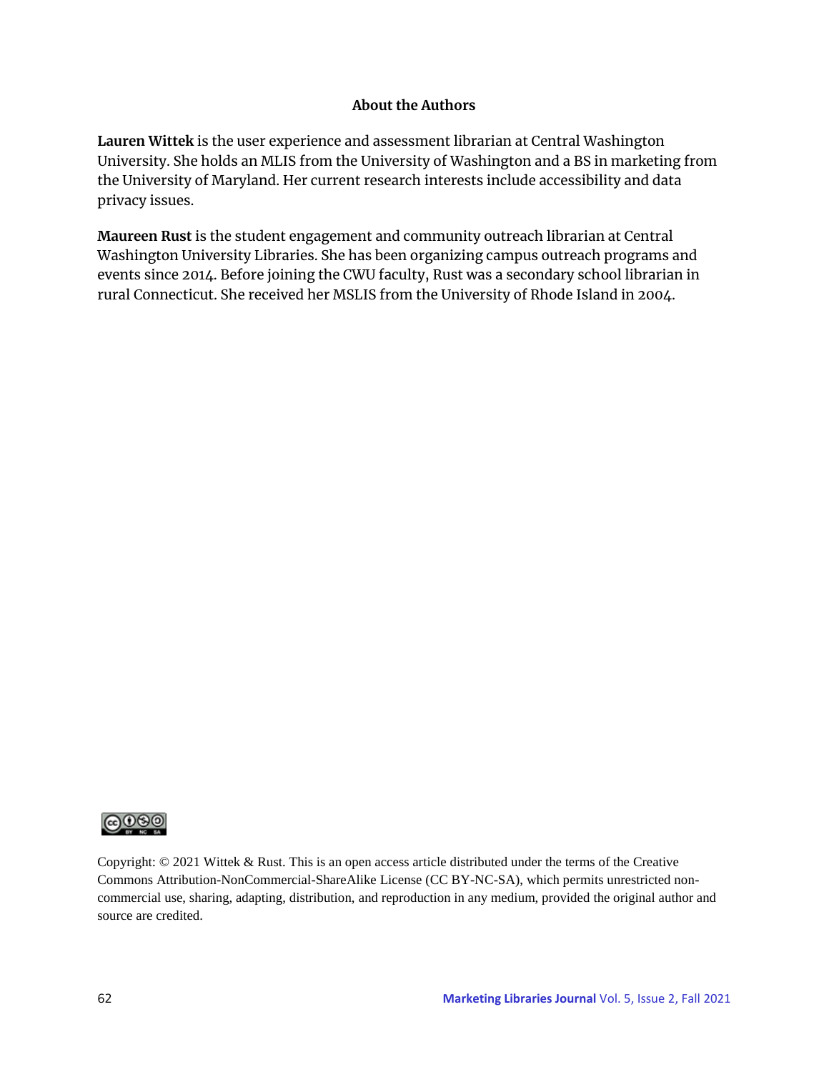## About the Authors

**Lauren Wittek** is the user experience and assessment librarian at Central Washington University. She holds an MLIS from the University of Washington and a BS in marketing from the University of Maryland. Her current research interests include accessibility and data privacy issues.

**Maureen Rust** is the student engagement and community outreach librarian at Central Washington University Libraries. She has been organizing campus outreach programs and events since 2014. Before joining the CWU faculty, Rust was a secondary school librarian in rural Connecticut. She received her MSLIS from the University of Rhode Island in 2004.

Copyright: © 2021 Wittek & Rust. This is an open access article distributed under the terms of the Creative Commons Attribution-NonCommercial-ShareAlike License (CC BY-NC-SA), which permits unrestricted non-commercial use, sharing, adapting, distribution, and reproduction in any medium, provided the original author and source are credited.